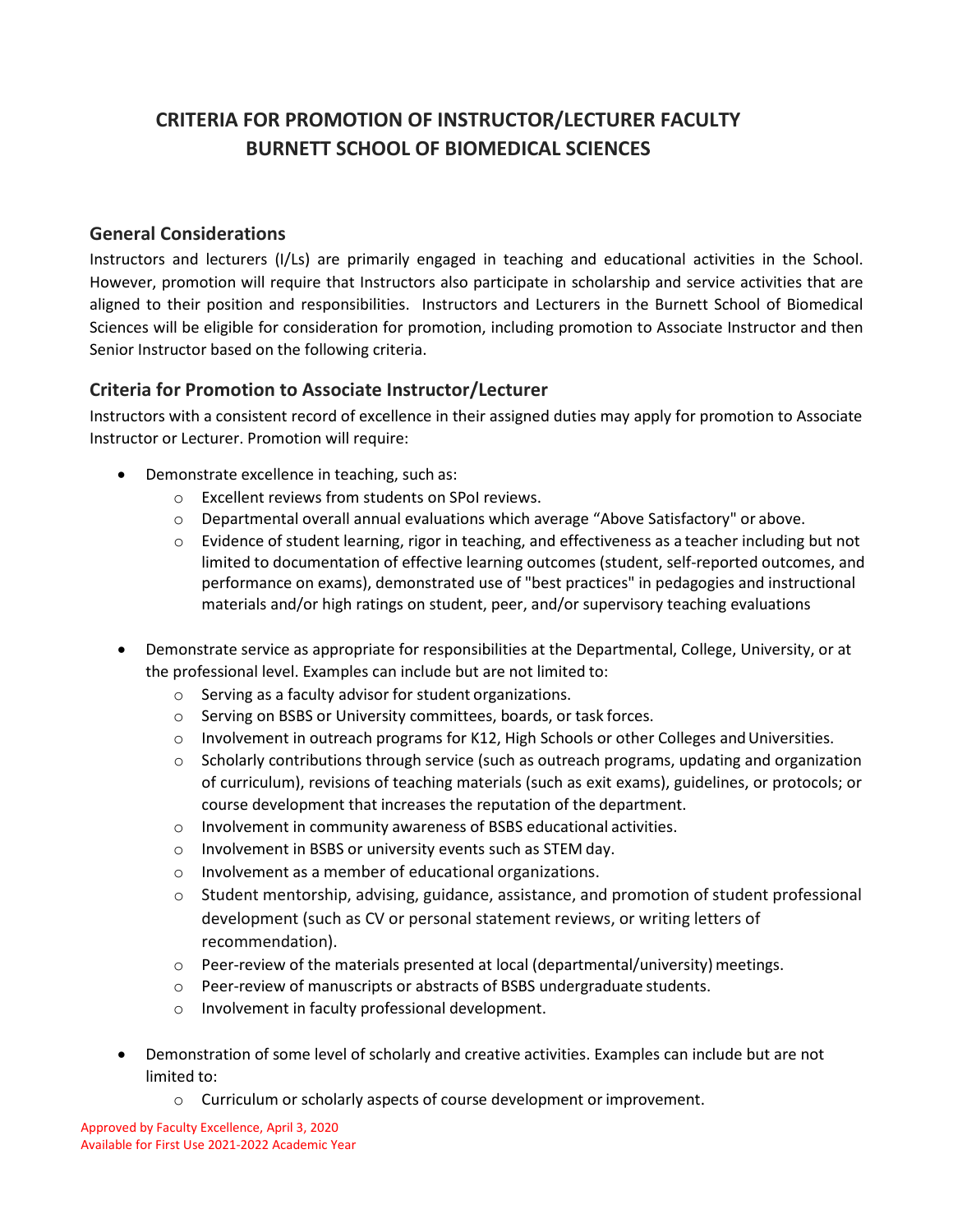# CRITERIA FOR PROMOTION OF INSTRUCTOR/LECTURER FACULTY
# BURNETT SCHOOL OF BIOMEDICAL SCIENCES

## General Considerations

Instructors and lecturers (I/Ls) are primarily engaged in teaching and educational activities in the School. However, promotion will require that Instructors also participate in scholarship and service activities that are aligned to their position and responsibilities. Instructors and Lecturers in the Burnett School of Biomedical Sciences will be eligible for consideration for promotion, including promotion to Associate Instructor and then Senior Instructor based on the following criteria.

## Criteria for Promotion to Associate Instructor/Lecturer

Instructors with a consistent record of excellence in their assigned duties may apply for promotion to Associate Instructor or Lecturer. Promotion will require:

- Demonstrate excellence in teaching, such as:
  - Excellent reviews from students on SPoI reviews.
  - Departmental overall annual evaluations which average "Above Satisfactory" or above.
  - Evidence of student learning, rigor in teaching, and effectiveness as a teacher including but not limited to documentation of effective learning outcomes (student, self-reported outcomes, and performance on exams), demonstrated use of "best practices" in pedagogies and instructional materials and/or high ratings on student, peer, and/or supervisory teaching evaluations

- Demonstrate service as appropriate for responsibilities at the Departmental, College, University, or at the professional level. Examples can include but are not limited to:
  - Serving as a faculty advisor for student organizations.
  - Serving on BSBS or University committees, boards, or task forces.
  - Involvement in outreach programs for K12, High Schools or other Colleges and Universities.
  - Scholarly contributions through service (such as outreach programs, updating and organization of curriculum), revisions of teaching materials (such as exit exams), guidelines, or protocols; or course development that increases the reputation of the department.
  - Involvement in community awareness of BSBS educational activities.
  - Involvement in BSBS or university events such as STEM day.
  - Involvement as a member of educational organizations.
  - Student mentorship, advising, guidance, assistance, and promotion of student professional development (such as CV or personal statement reviews, or writing letters of recommendation).
  - Peer-review of the materials presented at local (departmental/university) meetings.
  - Peer-review of manuscripts or abstracts of BSBS undergraduate students.
  - Involvement in faculty professional development.

- Demonstration of some level of scholarly and creative activities. Examples can include but are not limited to:
  - Curriculum or scholarly aspects of course development or improvement.

Approved by Faculty Excellence, April 3, 2020
Available for First Use 2021-2022 Academic Year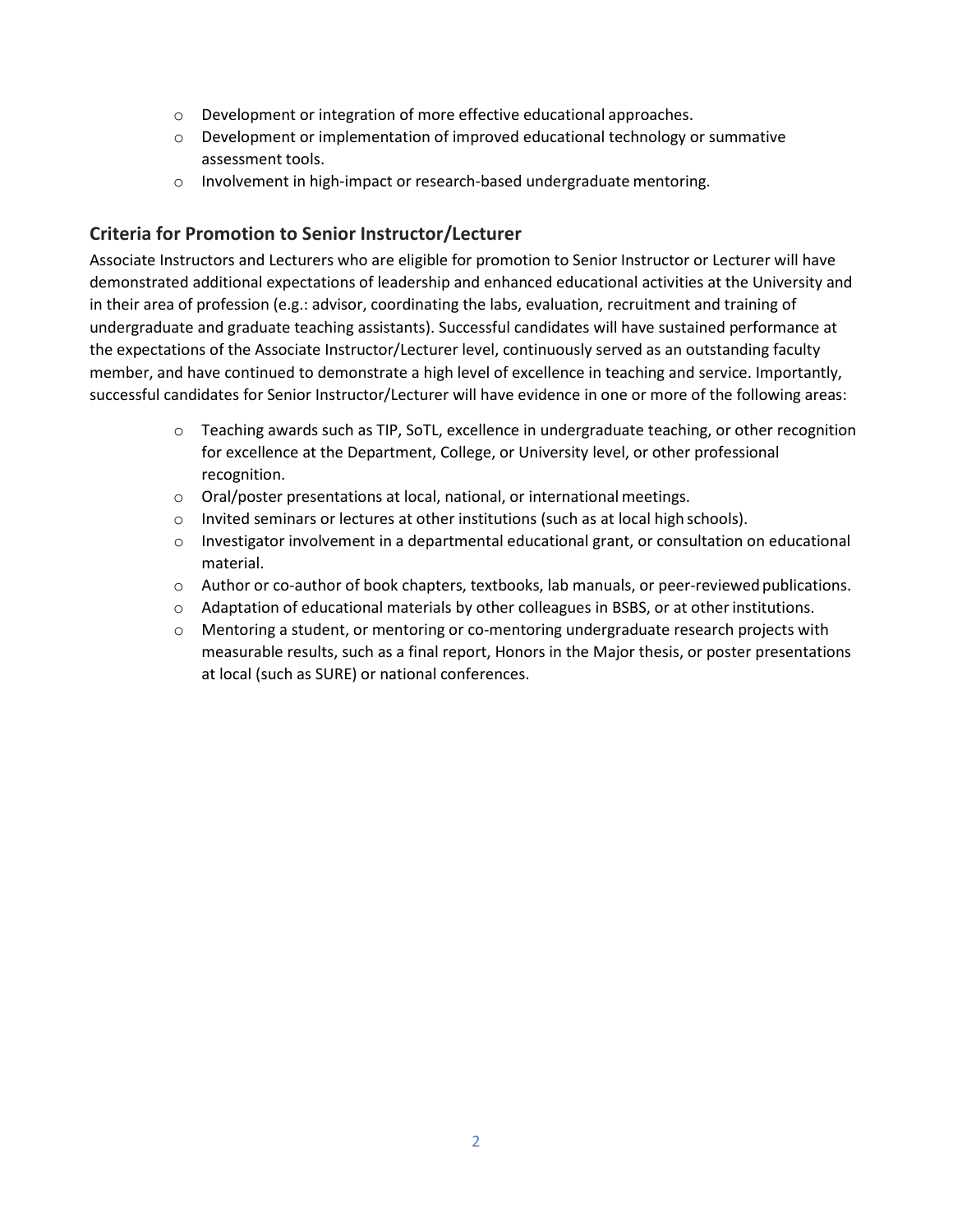- Development or integration of more effective educational approaches.
- Development or implementation of improved educational technology or summative assessment tools.
- Involvement in high-impact or research-based undergraduate mentoring.

## Criteria for Promotion to Senior Instructor/Lecturer

Associate Instructors and Lecturers who are eligible for promotion to Senior Instructor or Lecturer will have demonstrated additional expectations of leadership and enhanced educational activities at the University and in their area of profession (e.g.: advisor, coordinating the labs, evaluation, recruitment and training of undergraduate and graduate teaching assistants). Successful candidates will have sustained performance at the expectations of the Associate Instructor/Lecturer level, continuously served as an outstanding faculty member, and have continued to demonstrate a high level of excellence in teaching and service. Importantly, successful candidates for Senior Instructor/Lecturer will have evidence in one or more of the following areas:

- Teaching awards such as TIP, SoTL, excellence in undergraduate teaching, or other recognition for excellence at the Department, College, or University level, or other professional recognition.
- Oral/poster presentations at local, national, or international meetings.
- Invited seminars or lectures at other institutions (such as at local high schools).
- Investigator involvement in a departmental educational grant, or consultation on educational material.
- Author or co-author of book chapters, textbooks, lab manuals, or peer-reviewed publications.
- Adaptation of educational materials by other colleagues in BSBS, or at other institutions.
- Mentoring a student, or mentoring or co-mentoring undergraduate research projects with measurable results, such as a final report, Honors in the Major thesis, or poster presentations at local (such as SURE) or national conferences.